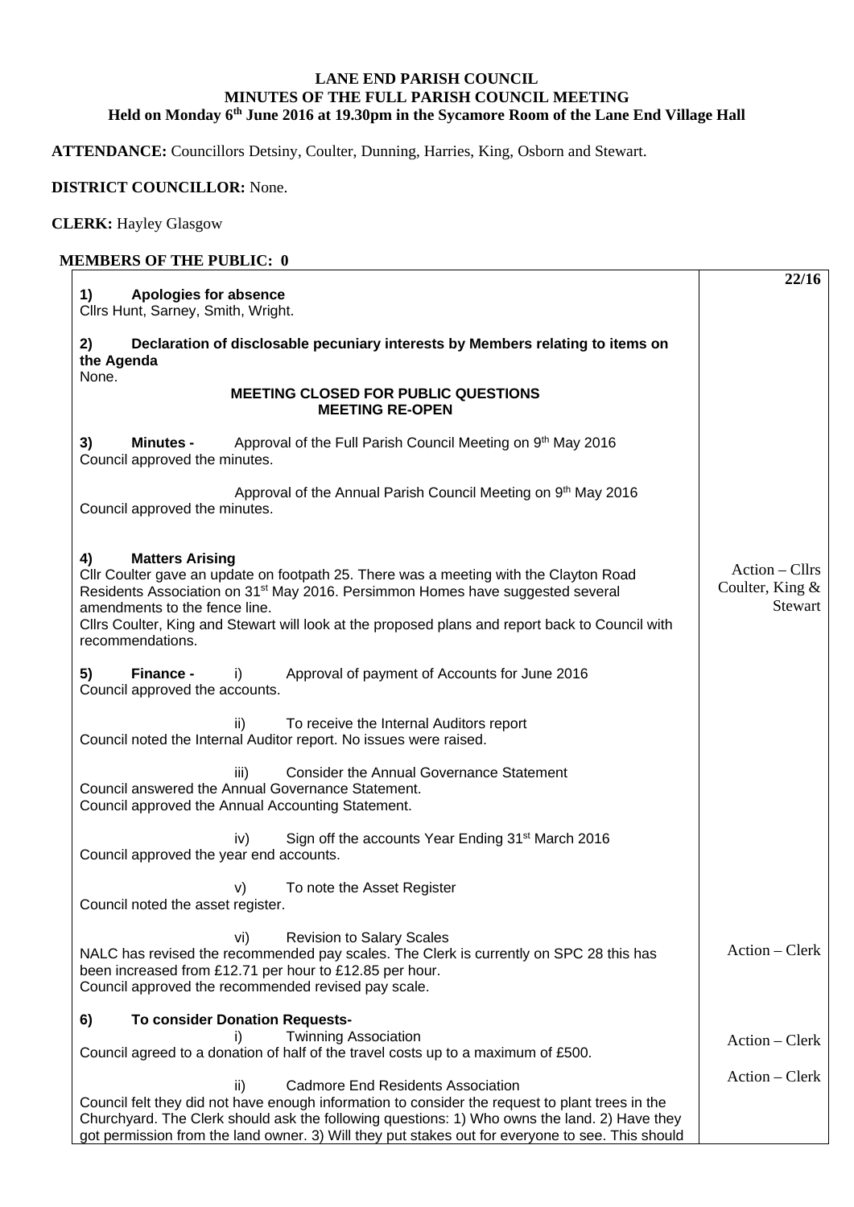**LANE END PARISH COUNCIL**
**MINUTES OF THE FULL PARISH COUNCIL MEETING**
**Held on Monday 6th June 2016 at 19.30pm in the Sycamore Room of the Lane End Village Hall**

**ATTENDANCE:** Councillors Detsiny, Coulter, Dunning, Harries, King, Osborn and Stewart.

**DISTRICT COUNCILLOR:** None.

**CLERK:** Hayley Glasgow

**MEMBERS OF THE PUBLIC: 0**

| | **22/16** |
|---|---|
| **1) Apologies for absence**<br>Cllrs Hunt, Sarney, Smith, Wright. | |
| **2) Declaration of disclosable pecuniary interests by Members relating to items on the Agenda**<br>None. | |
| **MEETING CLOSED FOR PUBLIC QUESTIONS**<br>**MEETING RE-OPEN** | |
| **3) Minutes -** Approval of the Full Parish Council Meeting on 9th May 2016<br>Council approved the minutes.<br><br>Approval of the Annual Parish Council Meeting on 9th May 2016<br>Council approved the minutes. | |
| **4) Matters Arising**<br>Cllr Coulter gave an update on footpath 25. There was a meeting with the Clayton Road Residents Association on 31st May 2016. Persimmon Homes have suggested several amendments to the fence line.<br>Cllrs Coulter, King and Stewart will look at the proposed plans and report back to Council with recommendations. | Action – Cllrs Coulter, King & Stewart |
| **5) Finance -** i) Approval of payment of Accounts for June 2016<br>Council approved the accounts. | |
| ii) To receive the Internal Auditors report<br>Council noted the Internal Auditor report. No issues were raised. | |
| iii) Consider the Annual Governance Statement<br>Council answered the Annual Governance Statement.<br>Council approved the Annual Accounting Statement. | |
| iv) Sign off the accounts Year Ending 31st March 2016<br>Council approved the year end accounts. | |
| v) To note the Asset Register<br>Council noted the asset register. | |
| vi) Revision to Salary Scales<br>NALC has revised the recommended pay scales. The Clerk is currently on SPC 28 this has been increased from £12.71 per hour to £12.85 per hour.<br>Council approved the recommended revised pay scale. | Action – Clerk |
| **6) To consider Donation Requests-**<br>i) Twinning Association<br>Council agreed to a donation of half of the travel costs up to a maximum of £500. | Action – Clerk |
| ii) Cadmore End Residents Association<br>Council felt they did not have enough information to consider the request to plant trees in the Churchyard. The Clerk should ask the following questions: 1) Who owns the land. 2) Have they got permission from the land owner. 3) Will they put stakes out for everyone to see. This should | Action – Clerk |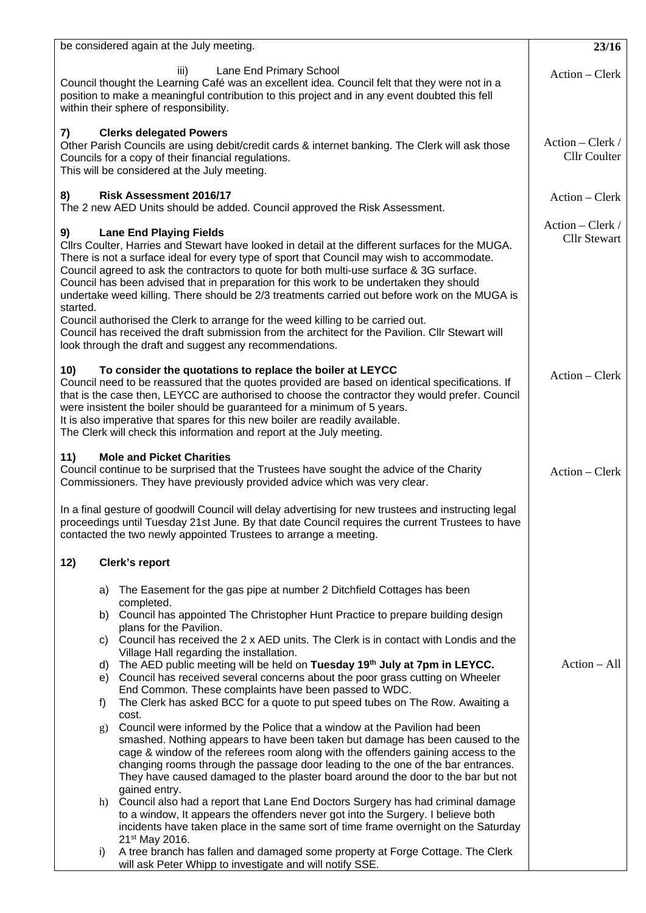| | |
|---|---|
| be considered again at the July meeting. | **23/16** |
| iii) Lane End Primary School<br>Council thought the Learning Café was an excellent idea. Council felt that they were not in a position to make a meaningful contribution to this project and in any event doubted this fell within their sphere of responsibility. | Action – Clerk |
| **7) Clerks delegated Powers**<br>Other Parish Councils are using debit/credit cards & internet banking. The Clerk will ask those Councils for a copy of their financial regulations.<br>This will be considered at the July meeting. | Action – Clerk / Cllr Coulter |
| **8) Risk Assessment 2016/17**<br>The 2 new AED Units should be added. Council approved the Risk Assessment. | Action – Clerk |
| **9) Lane End Playing Fields**<br>Cllrs Coulter, Harries and Stewart have looked in detail at the different surfaces for the MUGA. There is not a surface ideal for every type of sport that Council may wish to accommodate. Council agreed to ask the contractors to quote for both multi-use surface & 3G surface. Council has been advised that in preparation for this work to be undertaken they should undertake weed killing. There should be 2/3 treatments carried out before work on the MUGA is started.<br>Council authorised the Clerk to arrange for the weed killing to be carried out.<br>Council has received the draft submission from the architect for the Pavilion. Cllr Stewart will look through the draft and suggest any recommendations. | Action – Clerk / Cllr Stewart |
| **10) To consider the quotations to replace the boiler at LEYCC**<br>Council need to be reassured that the quotes provided are based on identical specifications. If that is the case then, LEYCC are authorised to choose the contractor they would prefer. Council were insistent the boiler should be guaranteed for a minimum of 5 years.<br>It is also imperative that spares for this new boiler are readily available.<br>The Clerk will check this information and report at the July meeting. | Action – Clerk |
| **11) Mole and Picket Charities**<br>Council continue to be surprised that the Trustees have sought the advice of the Charity Commissioners. They have previously provided advice which was very clear.<br><br>In a final gesture of goodwill Council will delay advertising for new trustees and instructing legal proceedings until Tuesday 21st June. By that date Council requires the current Trustees to have contacted the two newly appointed Trustees to arrange a meeting. | Action – Clerk |
| **12) Clerk's report**<br><br>a) The Easement for the gas pipe at number 2 Ditchfield Cottages has been completed.<br>b) Council has appointed The Christopher Hunt Practice to prepare building design plans for the Pavilion.<br>c) Council has received the 2 x AED units. The Clerk is in contact with Londis and the Village Hall regarding the installation.<br>d) The AED public meeting will be held on **Tuesday 19th July at 7pm in LEYCC.**<br>e) Council has received several concerns about the poor grass cutting on Wheeler End Common. These complaints have been passed to WDC.<br>f) The Clerk has asked BCC for a quote to put speed tubes on The Row. Awaiting a cost.<br>g) Council were informed by the Police that a window at the Pavilion had been smashed. Nothing appears to have been taken but damage has been caused to the cage & window of the referees room along with the offenders gaining access to the changing rooms through the passage door leading to the one of the bar entrances. They have caused damaged to the plaster board around the door to the bar but not gained entry.<br>h) Council also had a report that Lane End Doctors Surgery has had criminal damage to a window, It appears the offenders never got into the Surgery. I believe both incidents have taken place in the same sort of time frame overnight on the Saturday 21st May 2016.<br>i) A tree branch has fallen and damaged some property at Forge Cottage. The Clerk will ask Peter Whipp to investigate and will notify SSE. | Action – All |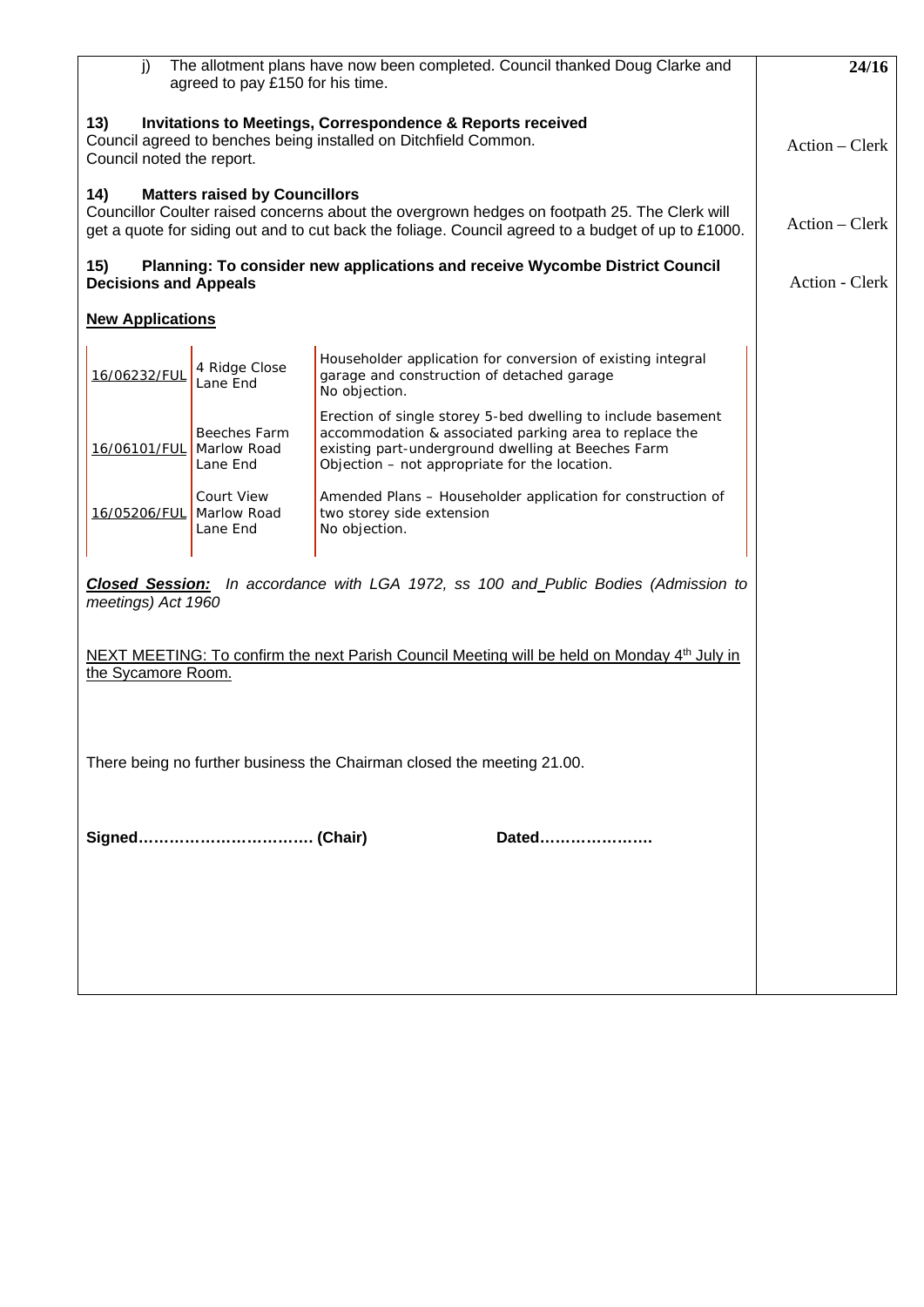j) The allotment plans have now been completed. Council thanked Doug Clarke and agreed to pay £150 for his time.

24/16

**13) Invitations to Meetings, Correspondence & Reports received**

Council agreed to benches being installed on Ditchfield Common.
Council noted the report.

Action – Clerk

**14) Matters raised by Councillors**

Councillor Coulter raised concerns about the overgrown hedges on footpath 25. The Clerk will get a quote for siding out and to cut back the foliage. Council agreed to a budget of up to £1000.

Action – Clerk

**15) Planning: To consider new applications and receive Wycombe District Council Decisions and Appeals**

Action - Clerk

**New Applications**

| | | |
|---|---|---|
| 16/06232/FUL | 4 Ridge Close Lane End | Householder application for conversion of existing integral garage and construction of detached garage<br>No objection. |
| 16/06101/FUL | Beeches Farm Marlow Road Lane End | Erection of single storey 5-bed dwelling to include basement accommodation & associated parking area to replace the existing part-underground dwelling at Beeches Farm<br>Objection – not appropriate for the location. |
| 16/05206/FUL | Court View Marlow Road Lane End | Amended Plans – Householder application for construction of two storey side extension<br>No objection. |

***Closed Session:*** *In accordance with LGA 1972, ss 100 and Public Bodies (Admission to meetings) Act 1960*

NEXT MEETING: To confirm the next Parish Council Meeting will be held on Monday 4th July in the Sycamore Room.

There being no further business the Chairman closed the meeting 21.00.

**Signed…………………………… (Chair)** **Dated………………….**